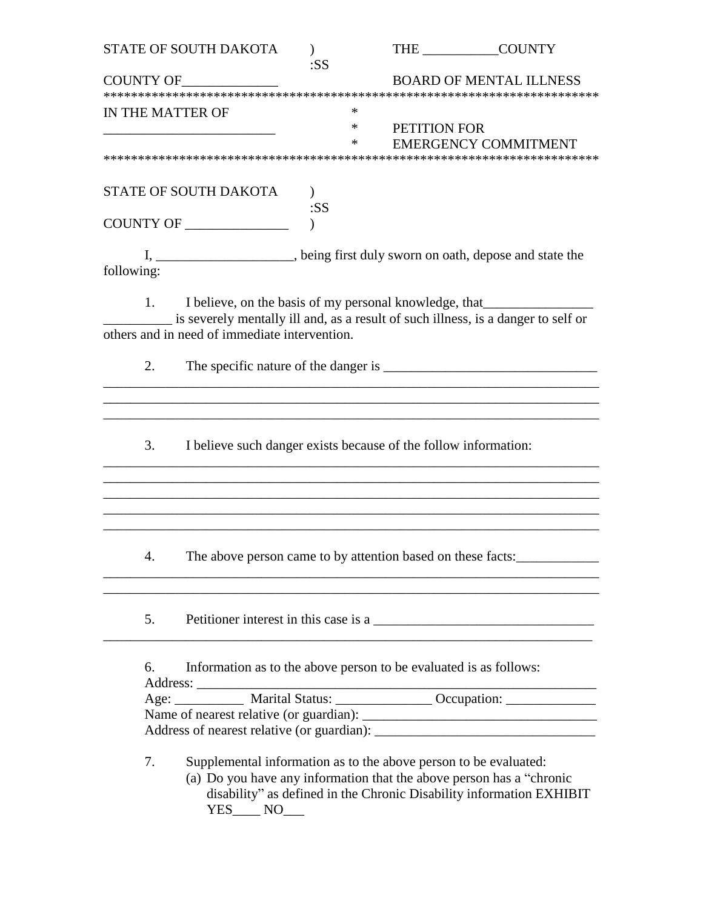STATE OF SOUTH DAKOTA ) THE ___________COUNTY
:SS
COUNTY OF______________ BOARD OF MENTAL ILLNESS

*************************************************************************

IN THE MATTER OF *
_________________________ * PETITION FOR
* EMERGENCY COMMITMENT

*************************************************************************

STATE OF SOUTH DAKOTA )
:SS
COUNTY OF _______________ )

I, ____________________, being first duly sworn on oath, depose and state the following:

1. I believe, on the basis of my personal knowledge, that________________ __________ is severely mentally ill and, as a result of such illness, is a danger to self or others and in need of immediate intervention.

2. The specific nature of the danger is _______________________________
__________________________________________________________________________
__________________________________________________________________________
__________________________________________________________________________

3. I believe such danger exists because of the follow information:
__________________________________________________________________________
__________________________________________________________________________
__________________________________________________________________________
__________________________________________________________________________
__________________________________________________________________________

4. The above person came to by attention based on these facts:____________
__________________________________________________________________________
__________________________________________________________________________

5. Petitioner interest in this case is a ________________________________
__________________________________________________________________________

6. Information as to the above person to be evaluated is as follows:
Address: ______________________________________________________________
Age: __________ Marital Status: ______________ Occupation: _____________
Name of nearest relative (or guardian): __________________________________
Address of nearest relative (or guardian): ________________________________

7. Supplemental information as to the above person to be evaluated:
(a) Do you have any information that the above person has a "chronic disability" as defined in the Chronic Disability information EXHIBIT YES____ NO___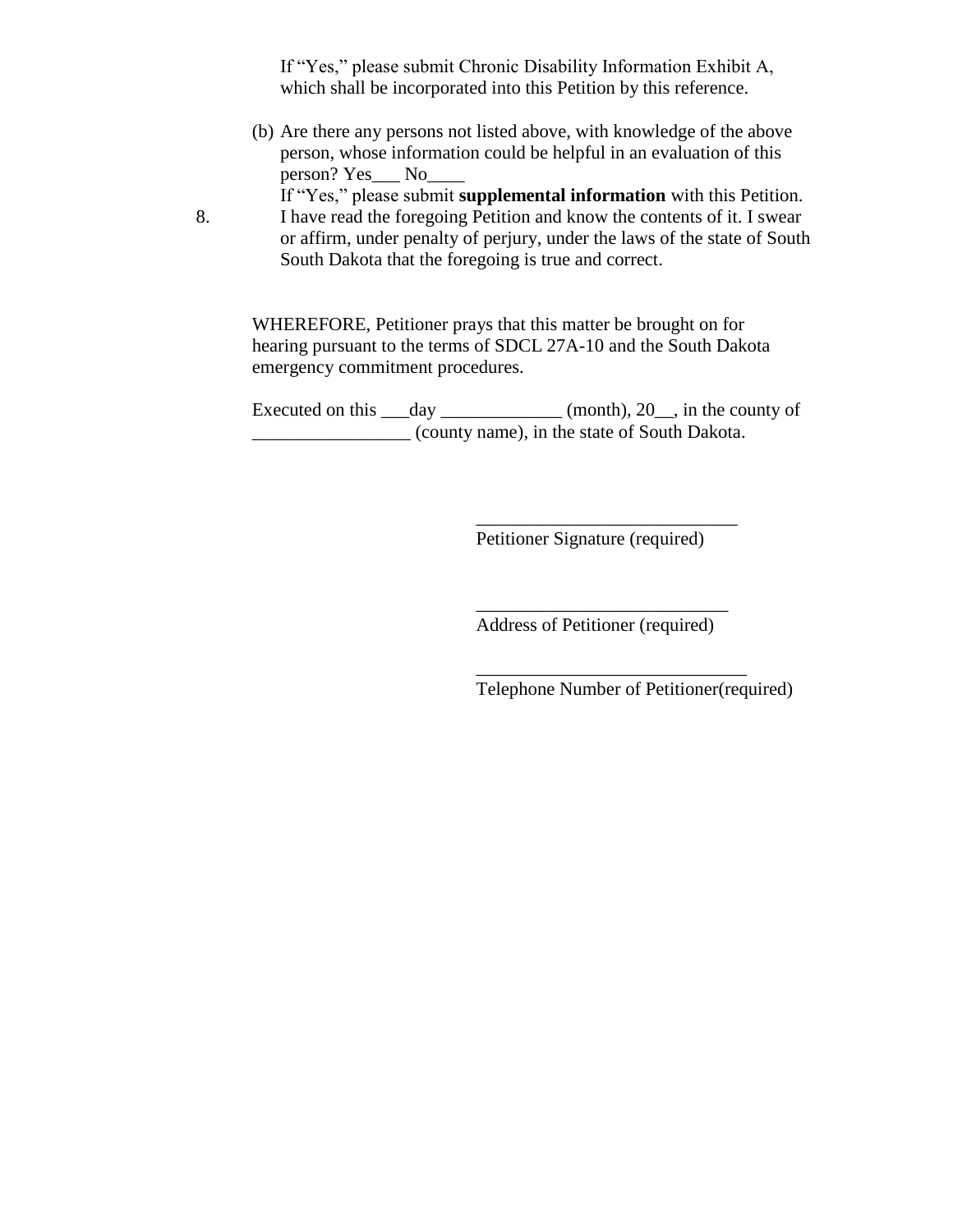If "Yes," please submit Chronic Disability Information Exhibit A, which shall be incorporated into this Petition by this reference.

(b) Are there any persons not listed above, with knowledge of the above person, whose information could be helpful in an evaluation of this person? Yes___ No____

If "Yes," please submit **supplemental information** with this Petition.

8. I have read the foregoing Petition and know the contents of it. I swear or affirm, under penalty of perjury, under the laws of the state of South South Dakota that the foregoing is true and correct.

WHEREFORE, Petitioner prays that this matter be brought on for hearing pursuant to the terms of SDCL 27A-10 and the South Dakota emergency commitment procedures.

Executed on this ___day _____________ (month), 20__, in the county of _________________ (county name), in the state of South Dakota.

___________________________
Petitioner Signature (required)

___________________________
Address of Petitioner (required)

_____________________________
Telephone Number of Petitioner(required)